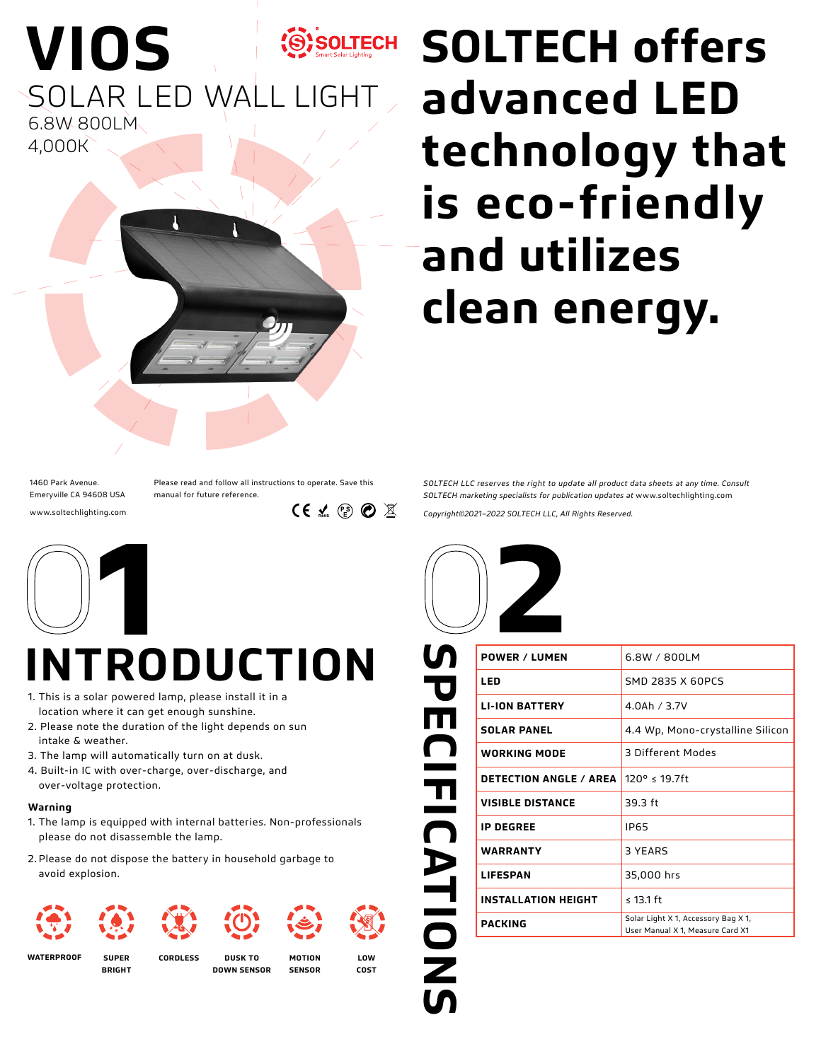# VIOS

SOLTECH Smart Solar Lighting

## SOLAR LED WALL LIGHT

6.8W 800LM
4,000K

# SOLTECH offers advanced LED technology that is eco-friendly and utilizes clean energy.

1460 Park Avenue.
Emeryville CA 94608 USA

www.soltechlighting.com

Please read and follow all instructions to operate. Save this manual for future reference.

*SOLTECH LLC reserves the right to update all product data sheets at any time. Consult SOLTECH marketing specialists for publication updates at www.soltechlighting.com*

*Copyright©2021–2022 SOLTECH LLC, All Rights Reserved.*

## 01 INTRODUCTION

1. This is a solar powered lamp, please install it in a location where it can get enough sunshine.
2. Please note the duration of the light depends on sun intake & weather.
3. The lamp will automatically turn on at dusk.
4. Built-in IC with over-charge, over-discharge, and over-voltage protection.

**Warning**

1. The lamp is equipped with internal batteries. Non-professionals please do not disassemble the lamp.
2. Please do not dispose the battery in household garbage to avoid explosion.

WATERPROOF | SUPER BRIGHT | CORDLESS | DUSK TO DOWN SENSOR | MOTION SENSOR | LOW COST

## 02 SPECIFICATIONS

| | |
|---|---|
| **POWER / LUMEN** | 6.8W / 800LM |
| **LED** | SMD 2835 X 60PCS |
| **LI-ION BATTERY** | 4.0Ah / 3.7V |
| **SOLAR PANEL** | 4.4 Wp, Mono-crystalline Silicon |
| **WORKING MODE** | 3 Different Modes |
| **DETECTION ANGLE / AREA** | 120° ≤ 19.7ft |
| **VISIBLE DISTANCE** | 39.3 ft |
| **IP DEGREE** | IP65 |
| **WARRANTY** | 3 YEARS |
| **LIFESPAN** | 35,000 hrs |
| **INSTALLATION HEIGHT** | ≤ 13.1 ft |
| **PACKING** | Solar Light X 1, Accessory Bag X 1, User Manual X 1, Measure Card X1 |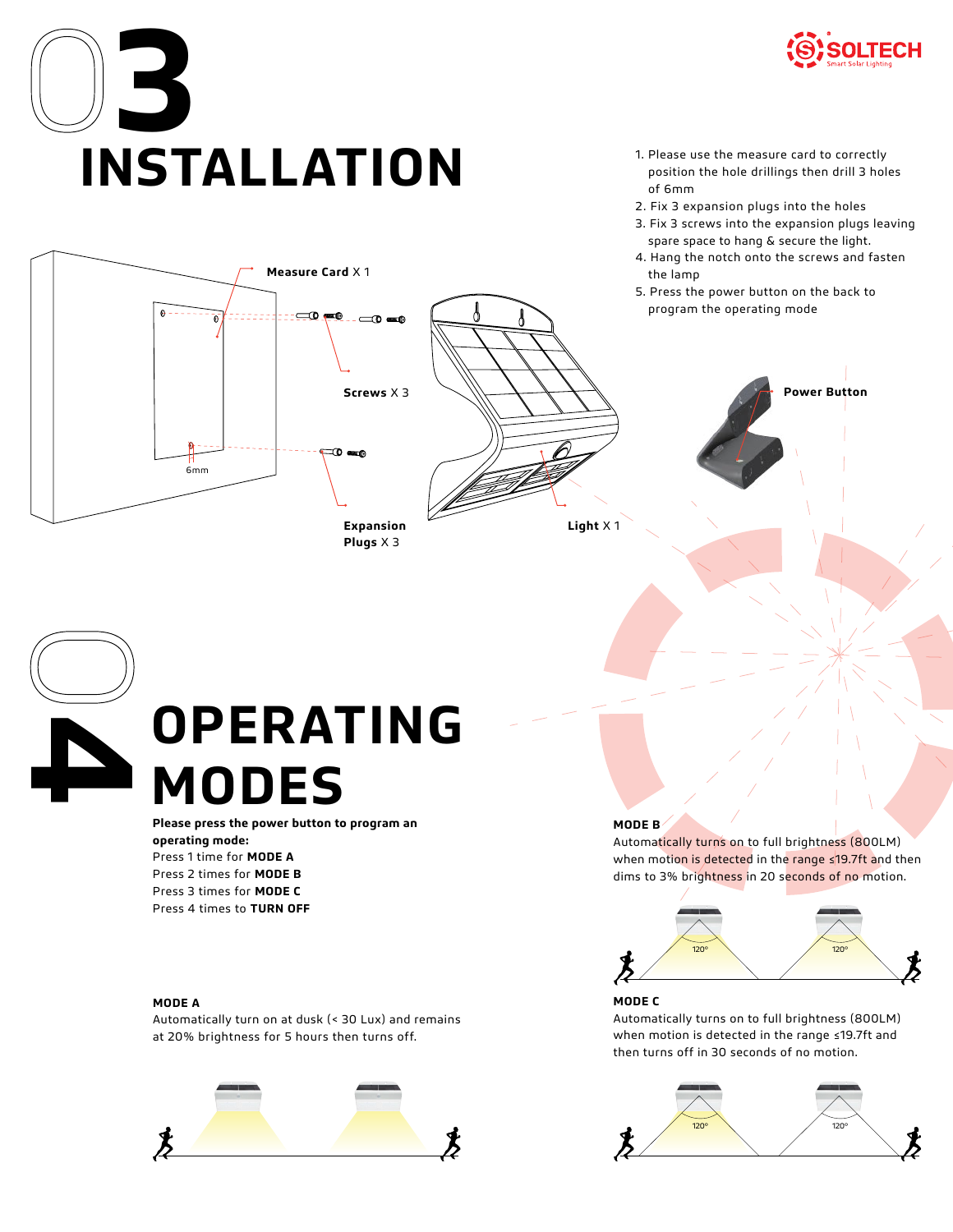# 03 INSTALLATION

1. Please use the measure card to correctly position the hole drillings then drill 3 holes of 6mm
2. Fix 3 expansion plugs into the holes
3. Fix 3 screws into the expansion plugs leaving spare space to hang & secure the light.
4. Hang the notch onto the screws and fasten the lamp
5. Press the power button on the back to program the operating mode

**Measure Card** X 1

**Screws** X 3

6mm

**Expansion Plugs** X 3

**Light** X 1

**Power Button**

# 04 OPERATING MODES

**Please press the power button to program an operating mode:**
Press 1 time for **MODE A**
Press 2 times for **MODE B**
Press 3 times for **MODE C**
Press 4 times to **TURN OFF**

**MODE A**
Automatically turn on at dusk (< 30 Lux) and remains at 20% brightness for 5 hours then turns off.

**MODE B**
Automatically turns on to full brightness (800LM) when motion is detected in the range ≤19.7ft and then dims to 3% brightness in 20 seconds of no motion.

120°

120°

**MODE C**
Automatically turns on to full brightness (800LM) when motion is detected in the range ≤19.7ft and then turns off in 30 seconds of no motion.

120°

120°